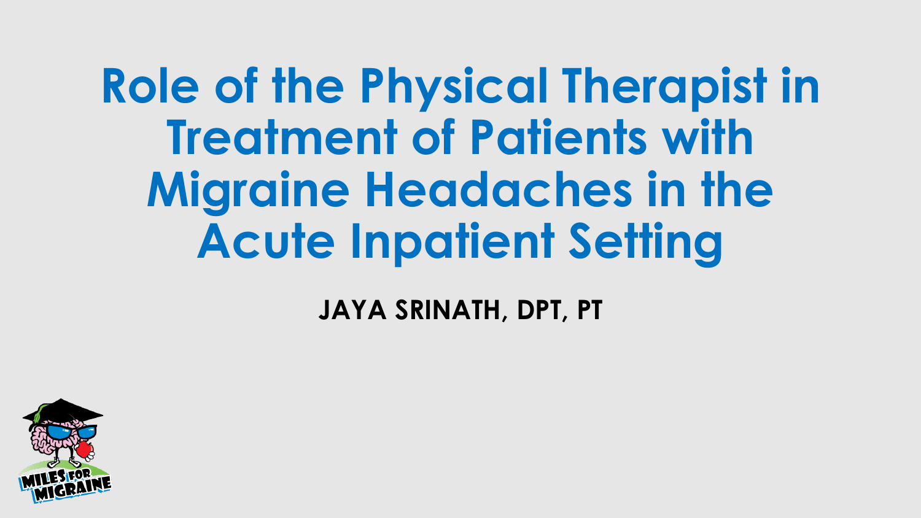# Role of the Physical Therapist in Treatment of Patients with Migraine Headaches in the Acute Inpatient Setting

**JAYA SRINATH, DPT, PT**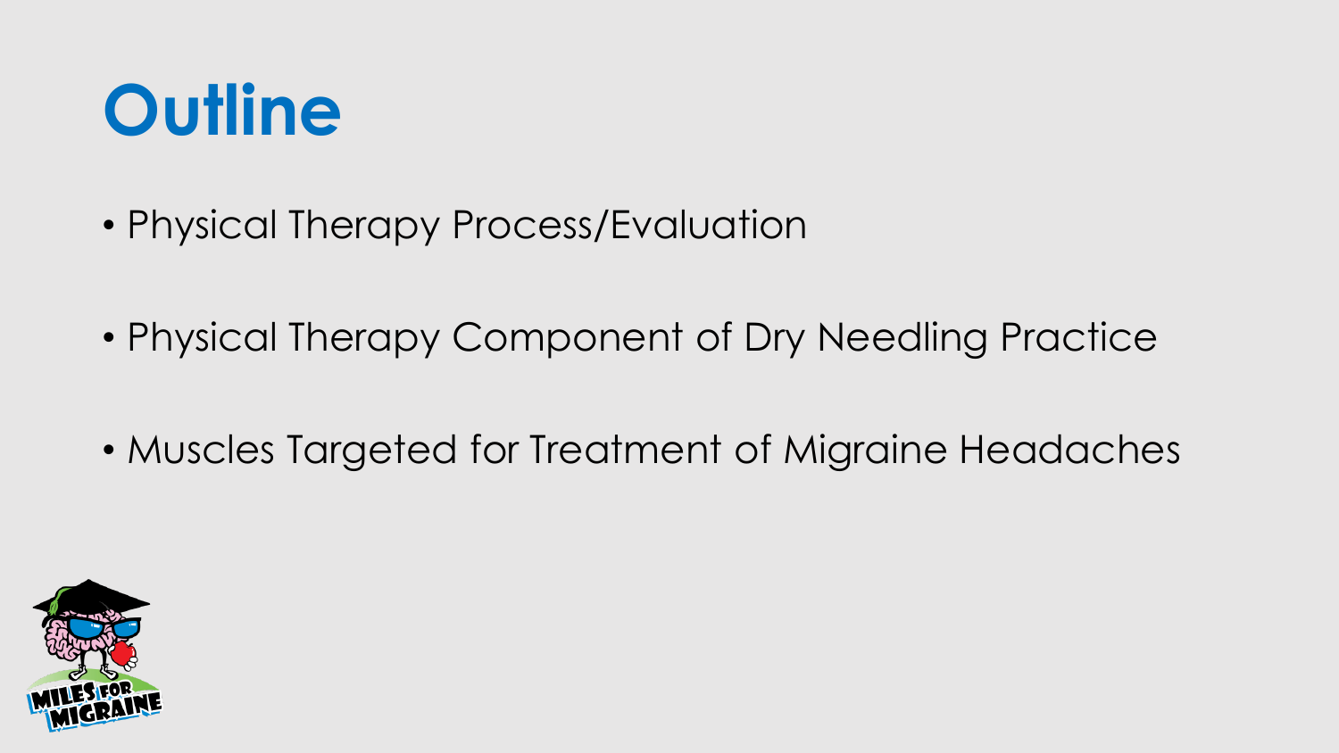# Outline

- Physical Therapy Process/Evaluation
- Physical Therapy Component of Dry Needling Practice
- Muscles Targeted for Treatment of Migraine Headaches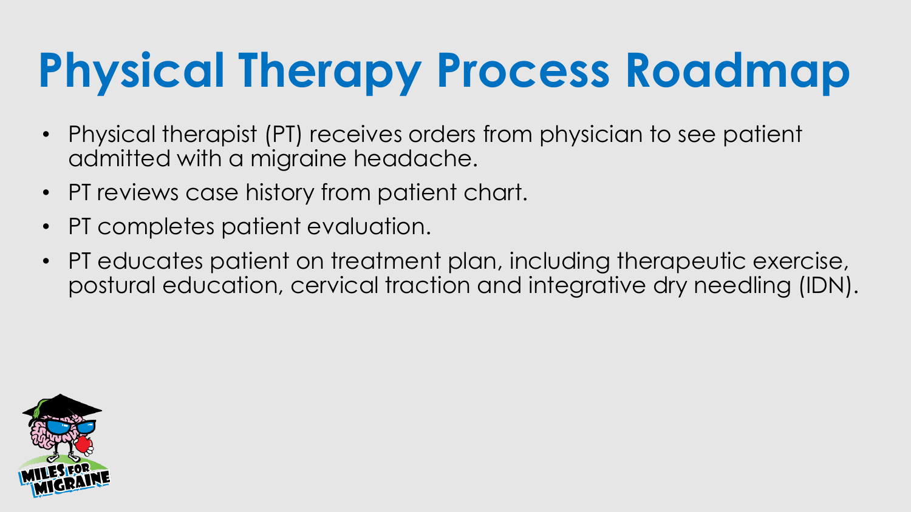# Physical Therapy Process Roadmap

- Physical therapist (PT) receives orders from physician to see patient admitted with a migraine headache.
- PT reviews case history from patient chart.
- PT completes patient evaluation.
- PT educates patient on treatment plan, including therapeutic exercise, postural education, cervical traction and integrative dry needling (IDN).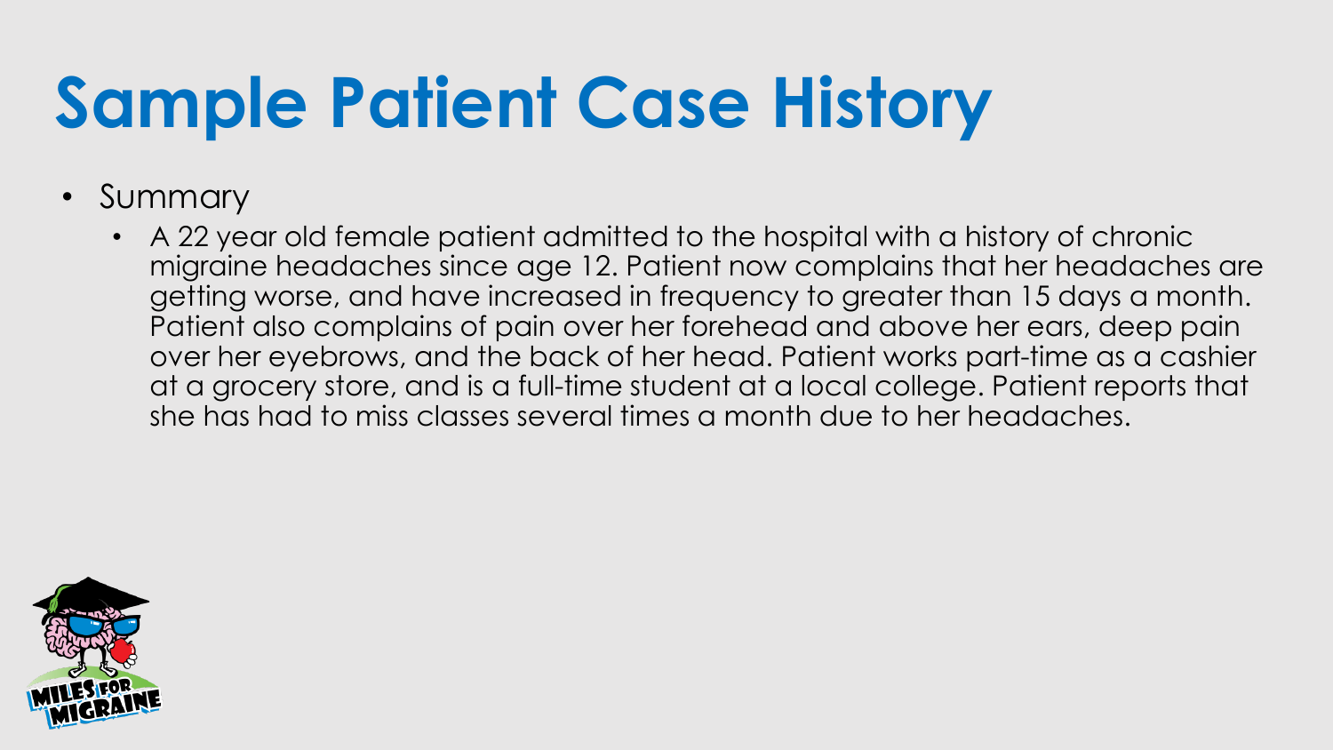# Sample Patient Case History

- Summary
  - A 22 year old female patient admitted to the hospital with a history of chronic migraine headaches since age 12. Patient now complains that her headaches are getting worse, and have increased in frequency to greater than 15 days a month. Patient also complains of pain over her forehead and above her ears, deep pain over her eyebrows, and the back of her head. Patient works part-time as a cashier at a grocery store, and is a full-time student at a local college. Patient reports that she has had to miss classes several times a month due to her headaches.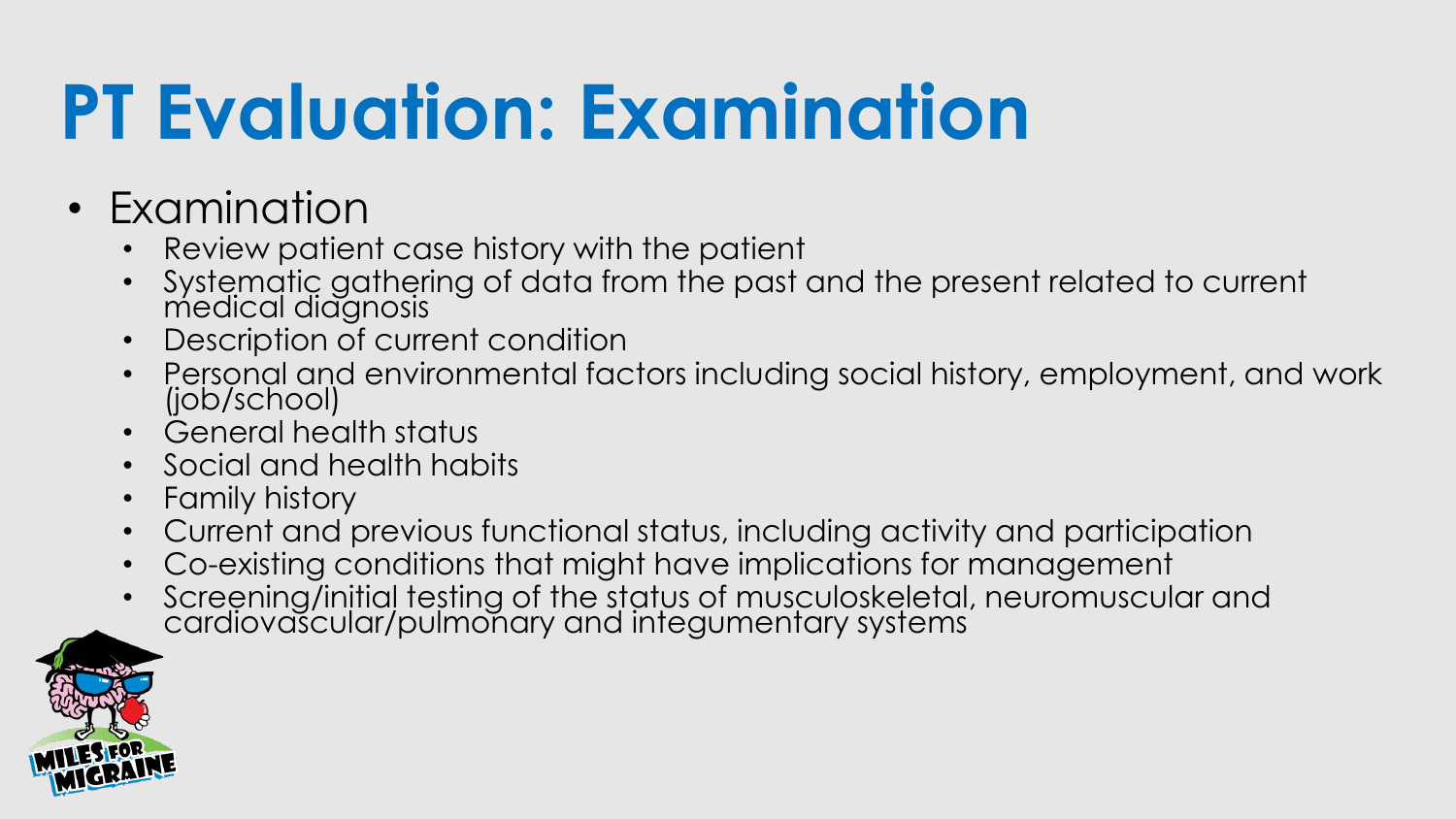# PT Evaluation: Examination

- Examination
  - Review patient case history with the patient
  - Systematic gathering of data from the past and the present related to current medical diagnosis
  - Description of current condition
  - Personal and environmental factors including social history, employment, and work (job/school)
  - General health status
  - Social and health habits
  - Family history
  - Current and previous functional status, including activity and participation
  - Co-existing conditions that might have implications for management
  - Screening/initial testing of the status of musculoskeletal, neuromuscular and cardiovascular/pulmonary and integumentary systems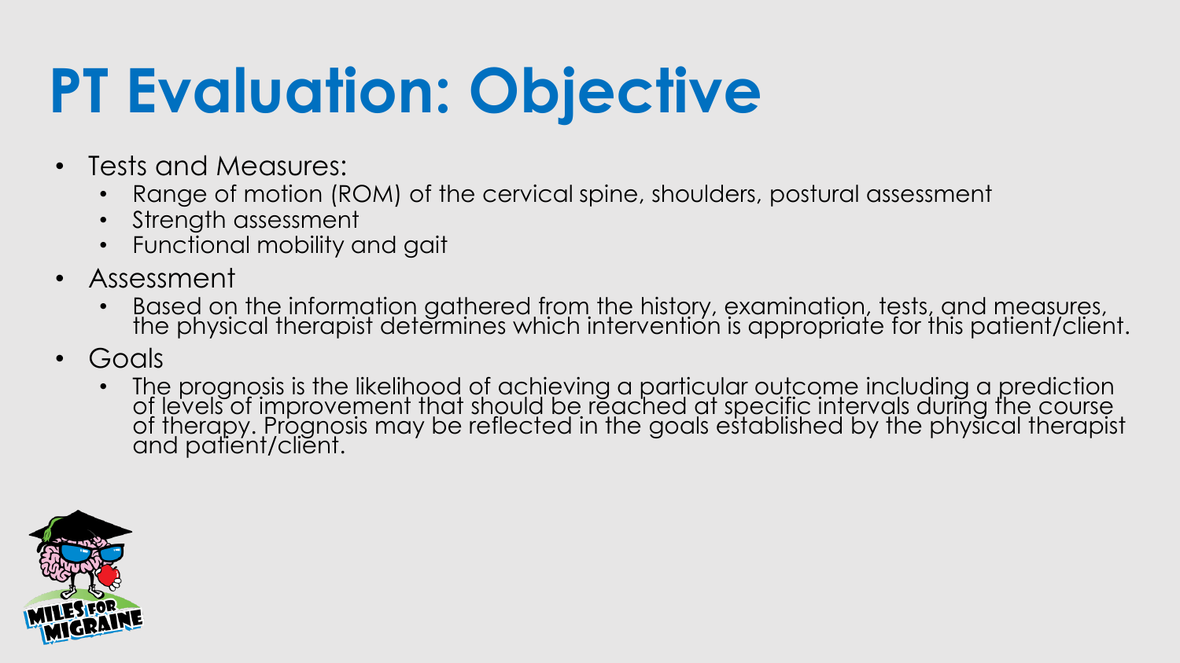# PT Evaluation: Objective

- Tests and Measures:
  - Range of motion (ROM) of the cervical spine, shoulders, postural assessment
  - Strength assessment
  - Functional mobility and gait
- Assessment
  - Based on the information gathered from the history, examination, tests, and measures, the physical therapist determines which intervention is appropriate for this patient/client.
- Goals
  - The prognosis is the likelihood of achieving a particular outcome including a prediction of levels of improvement that should be reached at specific intervals during the course of therapy. Prognosis may be reflected in the goals established by the physical therapist and patient/client.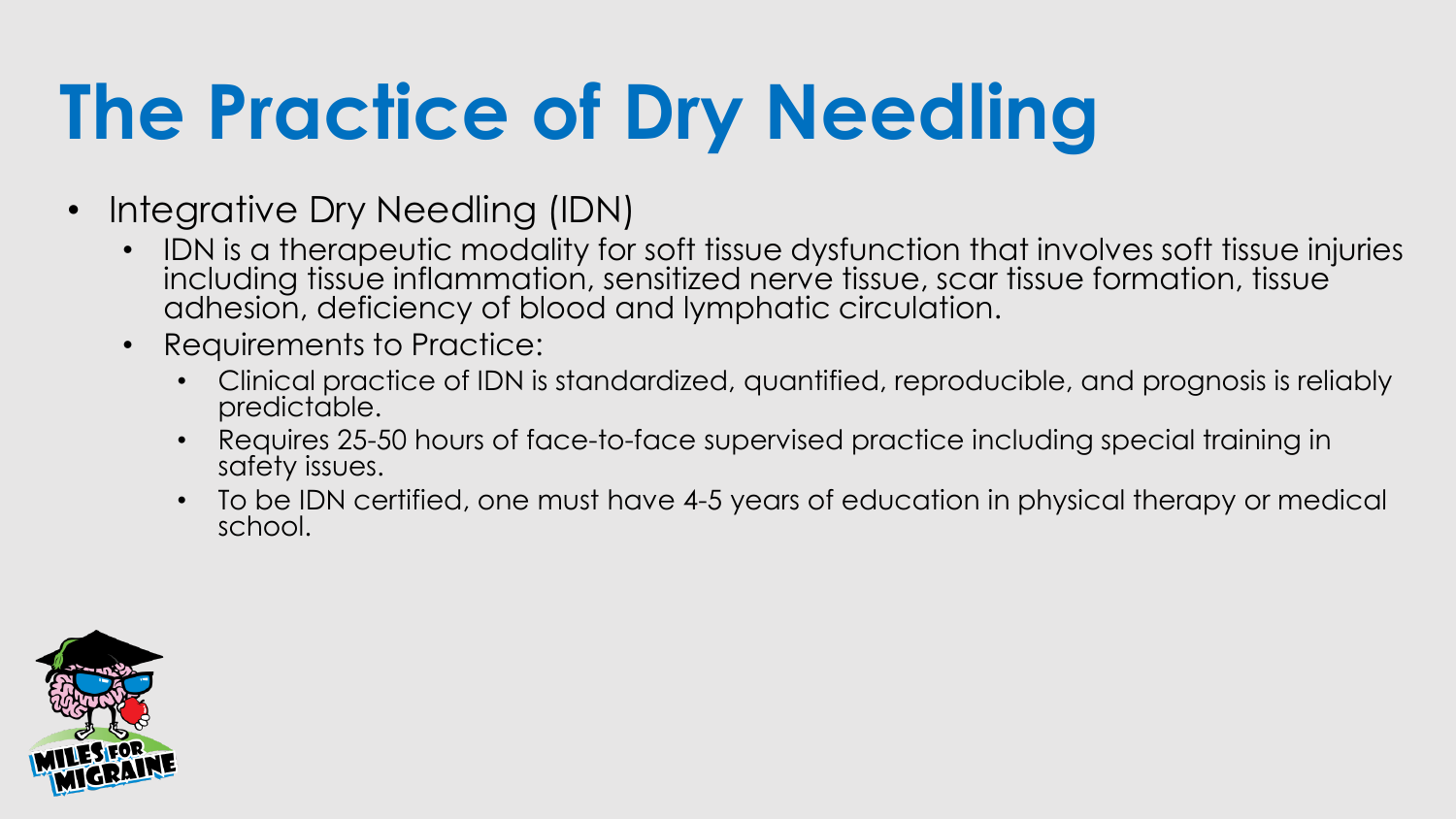# The Practice of Dry Needling

- Integrative Dry Needling (IDN)
  - IDN is a therapeutic modality for soft tissue dysfunction that involves soft tissue injuries including tissue inflammation, sensitized nerve tissue, scar tissue formation, tissue adhesion, deficiency of blood and lymphatic circulation.
  - Requirements to Practice:
    - Clinical practice of IDN is standardized, quantified, reproducible, and prognosis is reliably predictable.
    - Requires 25-50 hours of face-to-face supervised practice including special training in safety issues.
    - To be IDN certified, one must have 4-5 years of education in physical therapy or medical school.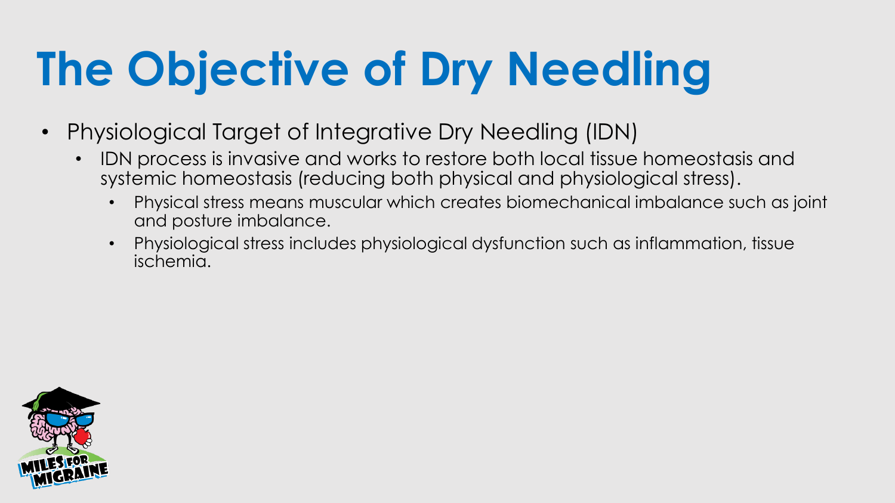# The Objective of Dry Needling

- Physiological Target of Integrative Dry Needling (IDN)
  - IDN process is invasive and works to restore both local tissue homeostasis and systemic homeostasis (reducing both physical and physiological stress).
    - Physical stress means muscular which creates biomechanical imbalance such as joint and posture imbalance.
    - Physiological stress includes physiological dysfunction such as inflammation, tissue ischemia.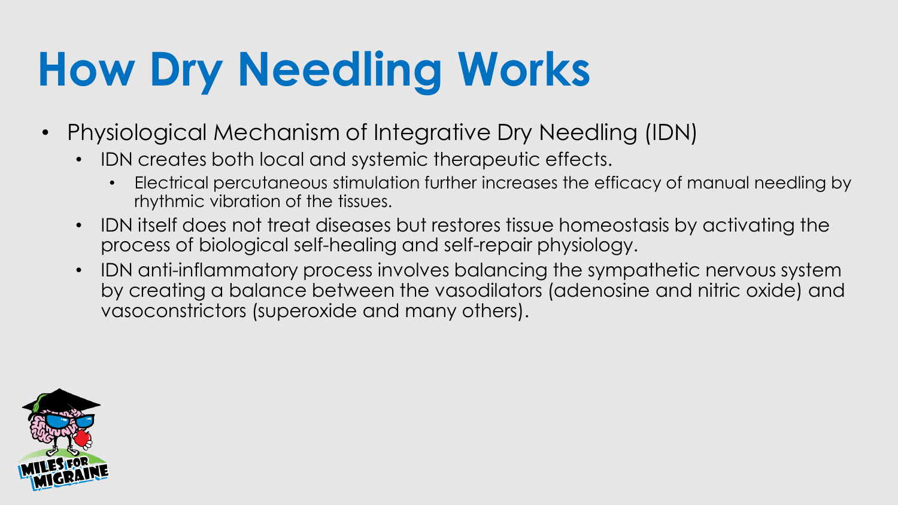# How Dry Needling Works

- Physiological Mechanism of Integrative Dry Needling (IDN)
  - IDN creates both local and systemic therapeutic effects.
    - Electrical percutaneous stimulation further increases the efficacy of manual needling by rhythmic vibration of the tissues.
  - IDN itself does not treat diseases but restores tissue homeostasis by activating the process of biological self-healing and self-repair physiology.
  - IDN anti-inflammatory process involves balancing the sympathetic nervous system by creating a balance between the vasodilators (adenosine and nitric oxide) and vasoconstrictors (superoxide and many others).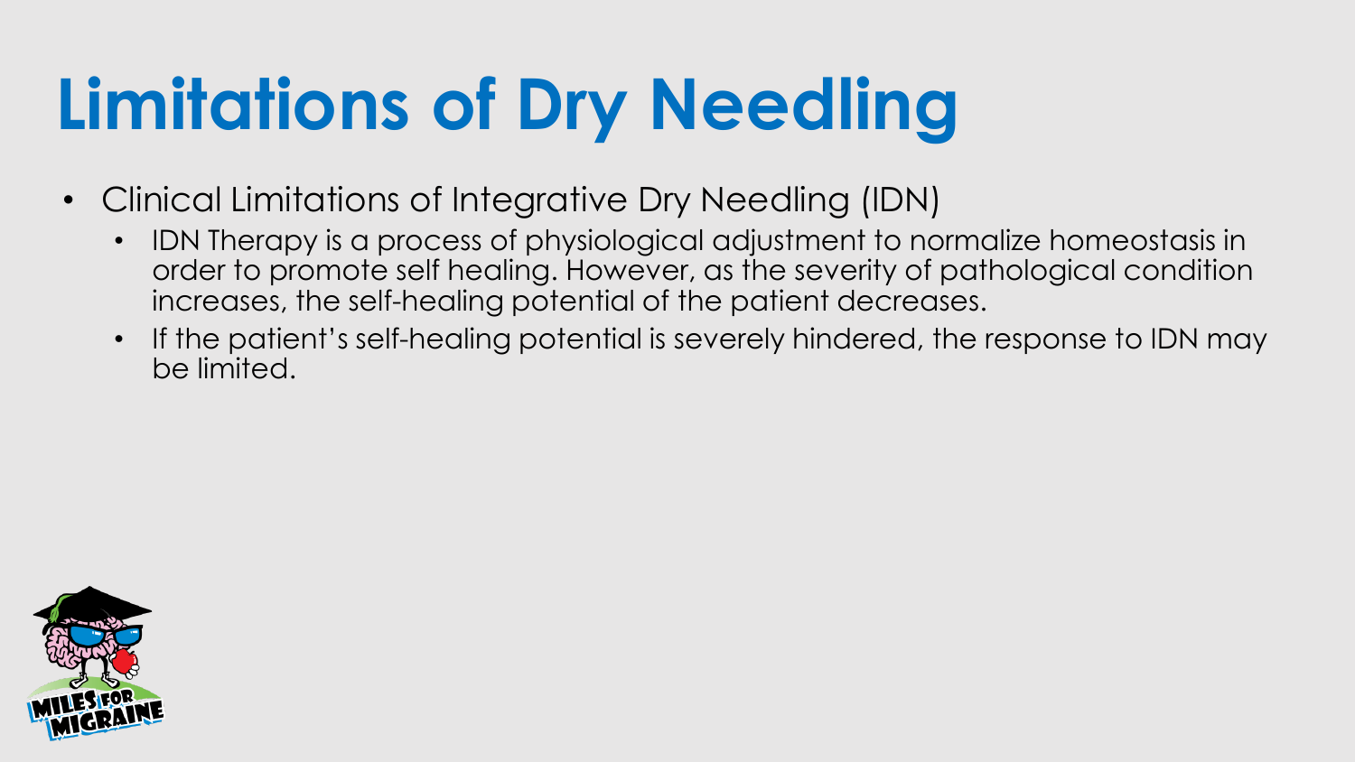# Limitations of Dry Needling

- Clinical Limitations of Integrative Dry Needling (IDN)
  - IDN Therapy is a process of physiological adjustment to normalize homeostasis in order to promote self healing. However, as the severity of pathological condition increases, the self-healing potential of the patient decreases.
  - If the patient's self-healing potential is severely hindered, the response to IDN may be limited.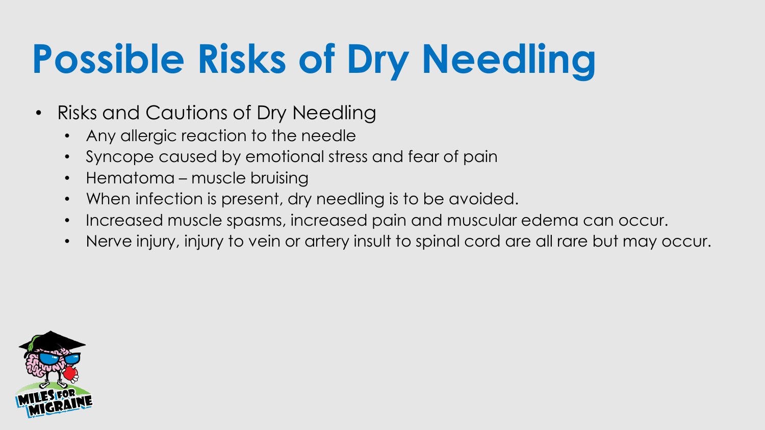# Possible Risks of Dry Needling

- Risks and Cautions of Dry Needling
  - Any allergic reaction to the needle
  - Syncope caused by emotional stress and fear of pain
  - Hematoma – muscle bruising
  - When infection is present, dry needling is to be avoided.
  - Increased muscle spasms, increased pain and muscular edema can occur.
  - Nerve injury, injury to vein or artery insult to spinal cord are all rare but may occur.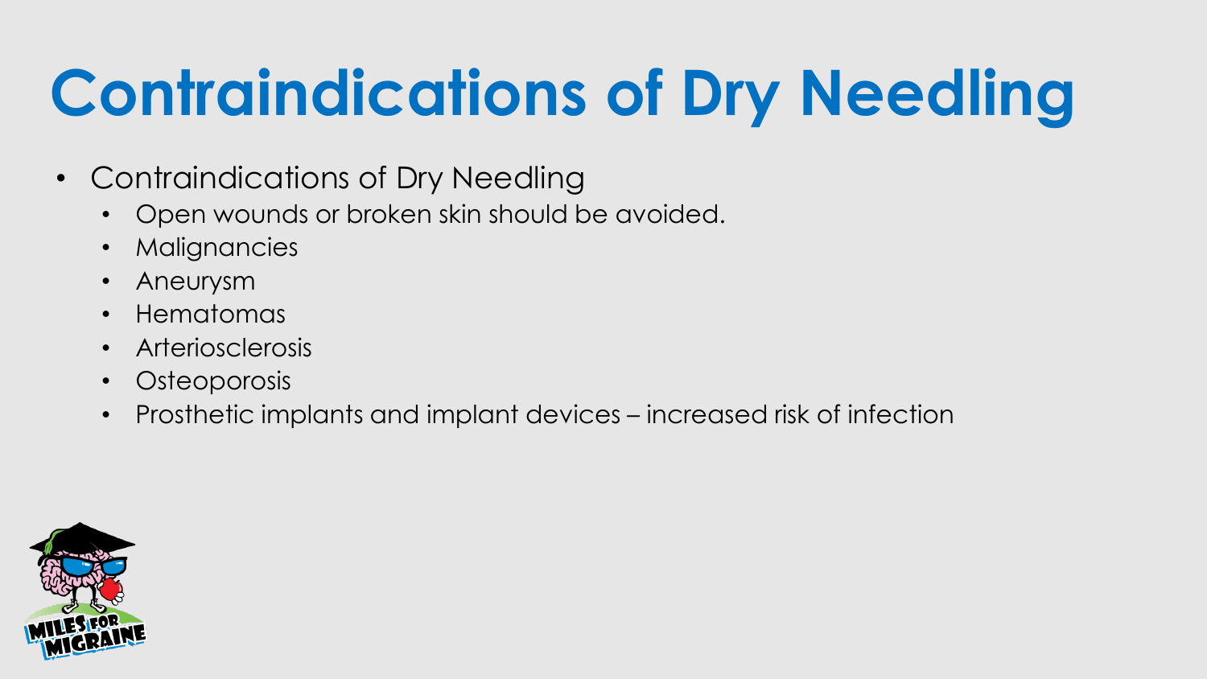# Contraindications of Dry Needling

- Contraindications of Dry Needling
  - Open wounds or broken skin should be avoided.
  - Malignancies
  - Aneurysm
  - Hematomas
  - Arteriosclerosis
  - Osteoporosis
  - Prosthetic implants and implant devices – increased risk of infection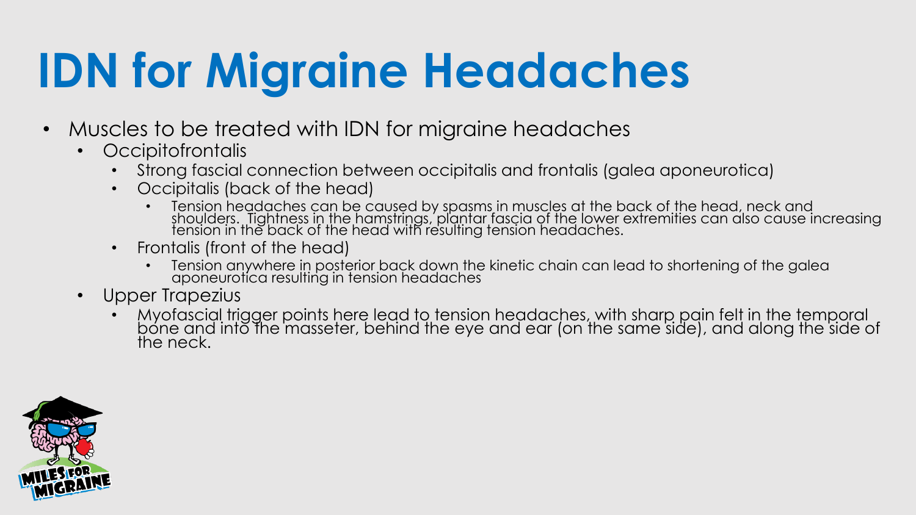# IDN for Migraine Headaches

- Muscles to be treated with IDN for migraine headaches
  - Occipitofrontalis
    - Strong fascial connection between occipitalis and frontalis (galea aponeurotica)
    - Occipitalis (back of the head)
      - Tension headaches can be caused by spasms in muscles at the back of the head, neck and shoulders. Tightness in the hamstrings, plantar fascia of the lower extremities can also cause increasing tension in the back of the head with resulting tension headaches.
    - Frontalis (front of the head)
      - Tension anywhere in posterior back down the kinetic chain can lead to shortening of the galea aponeurotica resulting in tension headaches
  - Upper Trapezius
    - Myofascial trigger points here lead to tension headaches, with sharp pain felt in the temporal bone and into the masseter, behind the eye and ear (on the same side), and along the side of the neck.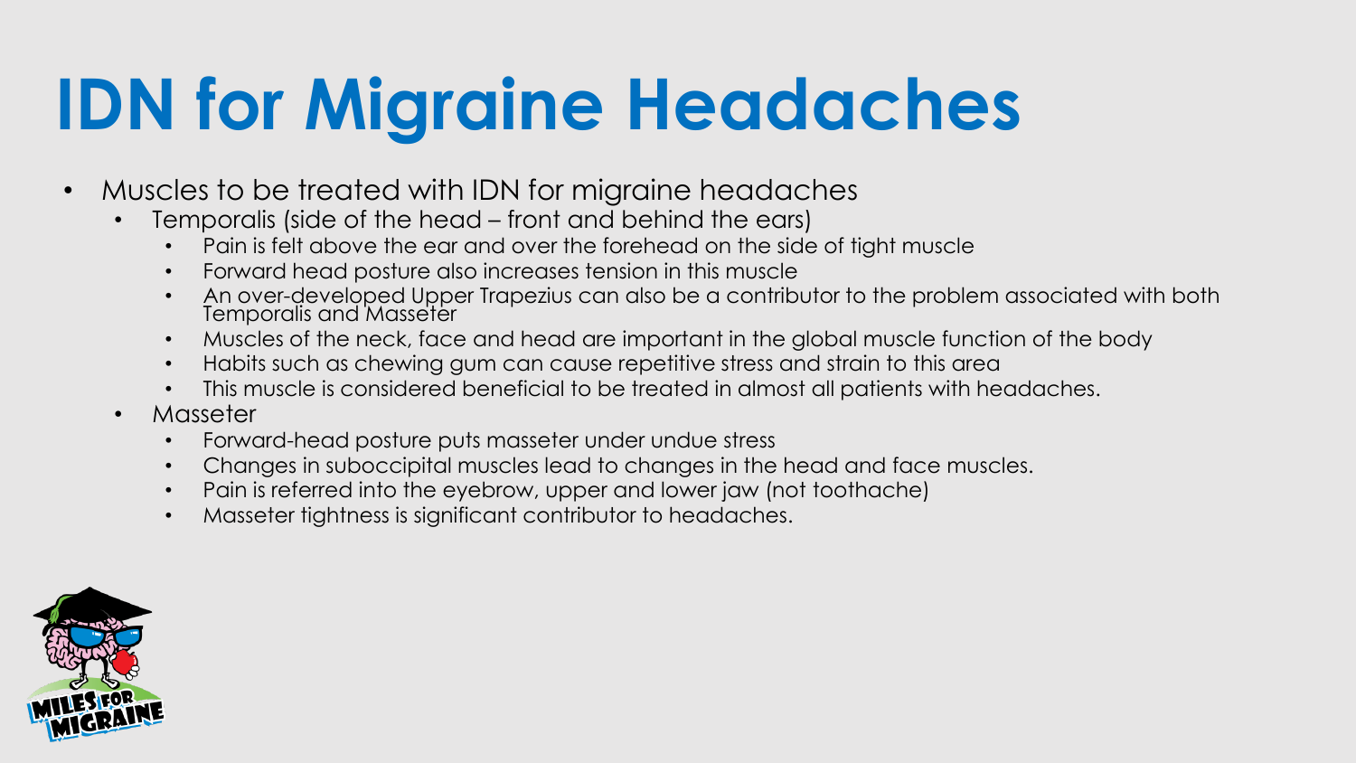# IDN for Migraine Headaches

- Muscles to be treated with IDN for migraine headaches
  - Temporalis (side of the head – front and behind the ears)
    - Pain is felt above the ear and over the forehead on the side of tight muscle
    - Forward head posture also increases tension in this muscle
    - An over-developed Upper Trapezius can also be a contributor to the problem associated with both Temporalis and Masseter
    - Muscles of the neck, face and head are important in the global muscle function of the body
    - Habits such as chewing gum can cause repetitive stress and strain to this area
    - This muscle is considered beneficial to be treated in almost all patients with headaches.
  - Masseter
    - Forward-head posture puts masseter under undue stress
    - Changes in suboccipital muscles lead to changes in the head and face muscles.
    - Pain is referred into the eyebrow, upper and lower jaw (not toothache)
    - Masseter tightness is significant contributor to headaches.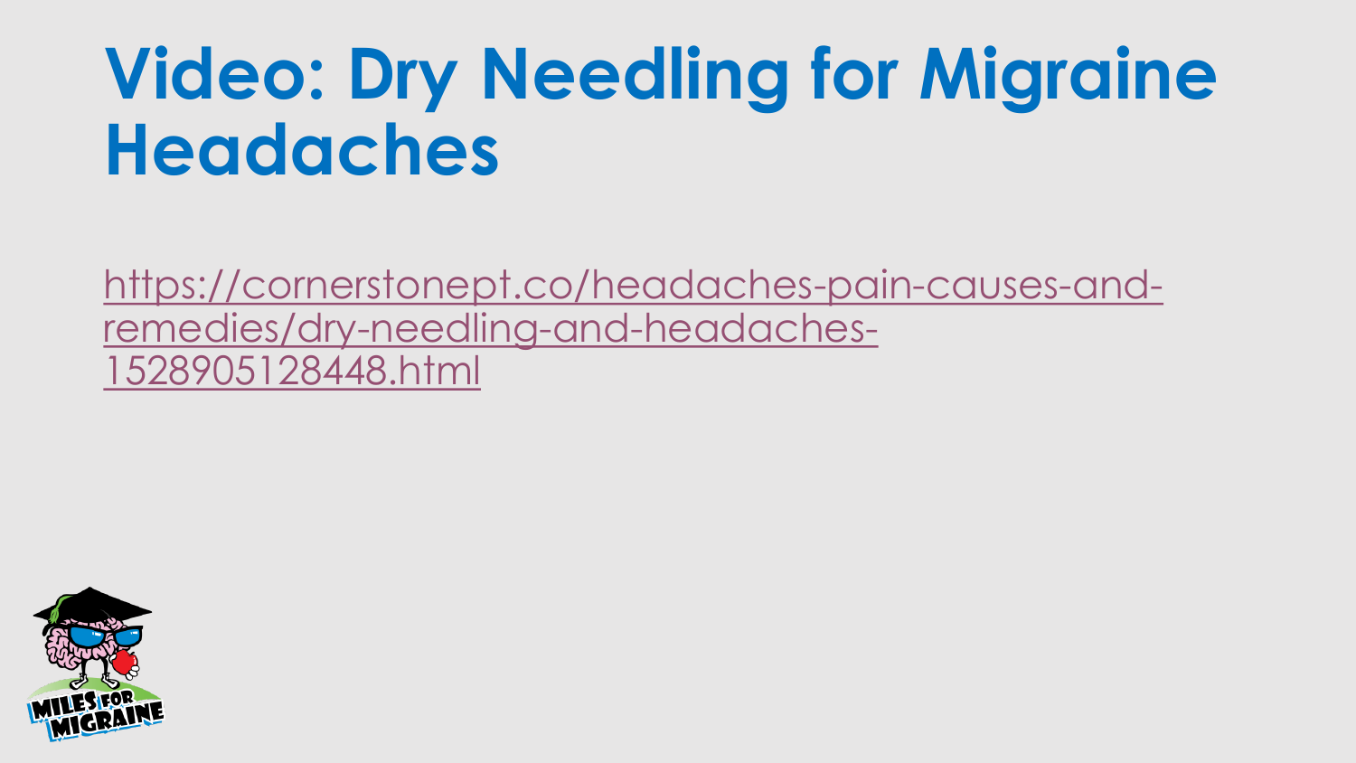# Video: Dry Needling for Migraine Headaches

https://cornerstonept.co/headaches-pain-causes-and-remedies/dry-needling-and-headaches-1528905128448.html